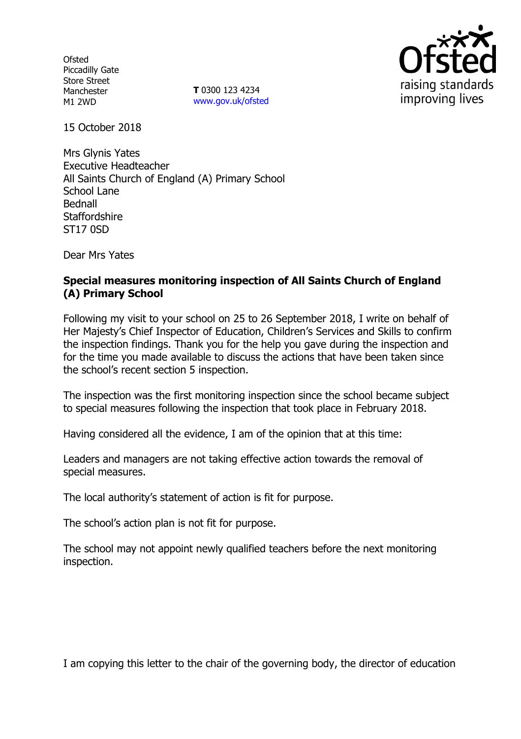Ofsted
Piccadilly Gate
Store Street
Manchester
M1 2WD

**T** 0300 123 4234
www.gov.uk/ofsted

15 October 2018

Mrs Glynis Yates
Executive Headteacher
All Saints Church of England (A) Primary School
School Lane
Bednall
Staffordshire
ST17 0SD

Dear Mrs Yates

**Special measures monitoring inspection of All Saints Church of England (A) Primary School**

Following my visit to your school on 25 to 26 September 2018, I write on behalf of Her Majesty's Chief Inspector of Education, Children's Services and Skills to confirm the inspection findings. Thank you for the help you gave during the inspection and for the time you made available to discuss the actions that have been taken since the school's recent section 5 inspection.

The inspection was the first monitoring inspection since the school became subject to special measures following the inspection that took place in February 2018.

Having considered all the evidence, I am of the opinion that at this time:

Leaders and managers are not taking effective action towards the removal of special measures.

The local authority's statement of action is fit for purpose.

The school's action plan is not fit for purpose.

The school may not appoint newly qualified teachers before the next monitoring inspection.

I am copying this letter to the chair of the governing body, the director of education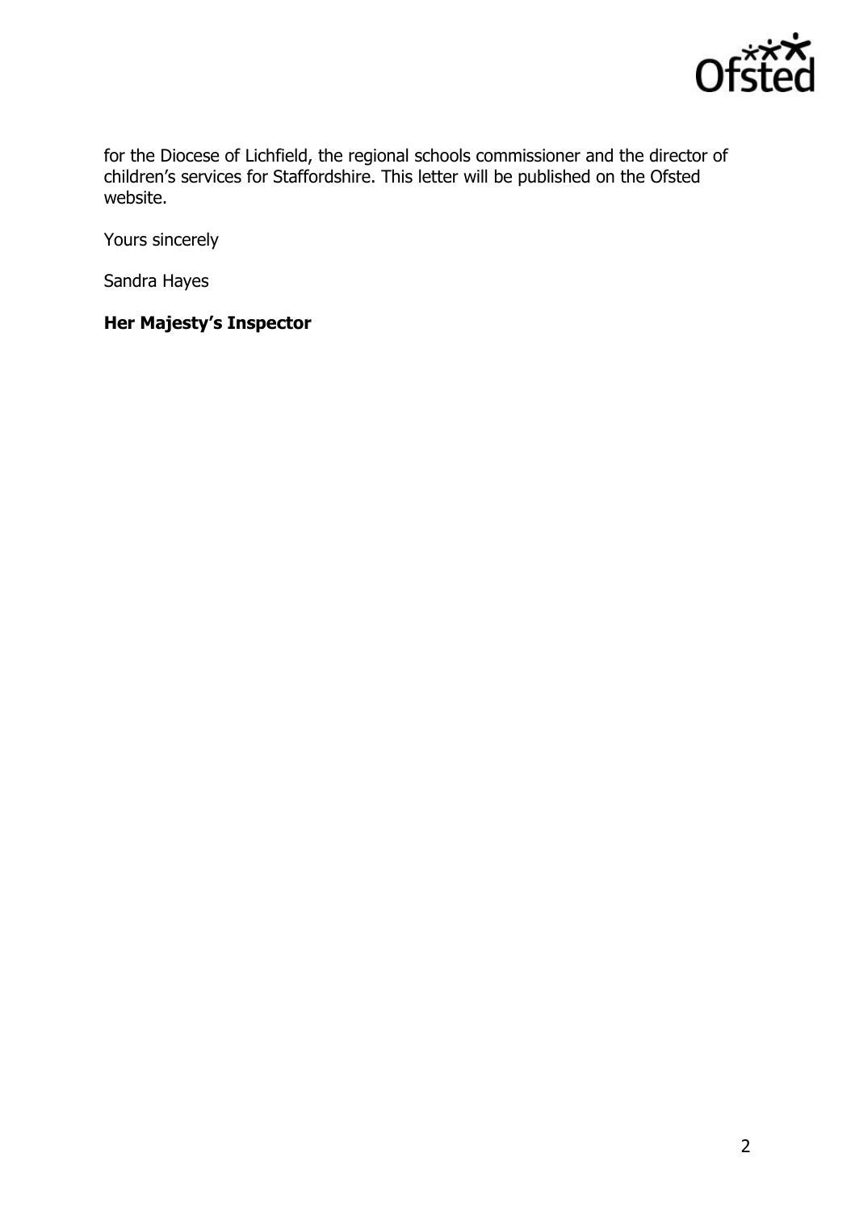for the Diocese of Lichfield, the regional schools commissioner and the director of children's services for Staffordshire. This letter will be published on the Ofsted website.

Yours sincerely

Sandra Hayes

**Her Majesty's Inspector**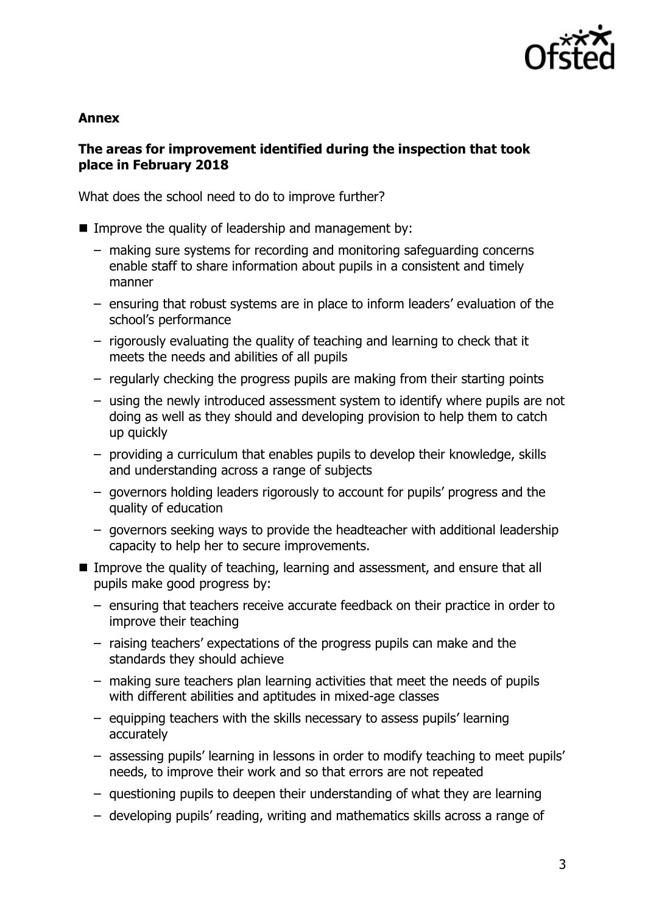## Annex

### The areas for improvement identified during the inspection that took place in February 2018

What does the school need to do to improve further?

- Improve the quality of leadership and management by:
  - making sure systems for recording and monitoring safeguarding concerns enable staff to share information about pupils in a consistent and timely manner
  - ensuring that robust systems are in place to inform leaders' evaluation of the school's performance
  - rigorously evaluating the quality of teaching and learning to check that it meets the needs and abilities of all pupils
  - regularly checking the progress pupils are making from their starting points
  - using the newly introduced assessment system to identify where pupils are not doing as well as they should and developing provision to help them to catch up quickly
  - providing a curriculum that enables pupils to develop their knowledge, skills and understanding across a range of subjects
  - governors holding leaders rigorously to account for pupils' progress and the quality of education
  - governors seeking ways to provide the headteacher with additional leadership capacity to help her to secure improvements.
- Improve the quality of teaching, learning and assessment, and ensure that all pupils make good progress by:
  - ensuring that teachers receive accurate feedback on their practice in order to improve their teaching
  - raising teachers' expectations of the progress pupils can make and the standards they should achieve
  - making sure teachers plan learning activities that meet the needs of pupils with different abilities and aptitudes in mixed-age classes
  - equipping teachers with the skills necessary to assess pupils' learning accurately
  - assessing pupils' learning in lessons in order to modify teaching to meet pupils' needs, to improve their work and so that errors are not repeated
  - questioning pupils to deepen their understanding of what they are learning
  - developing pupils' reading, writing and mathematics skills across a range of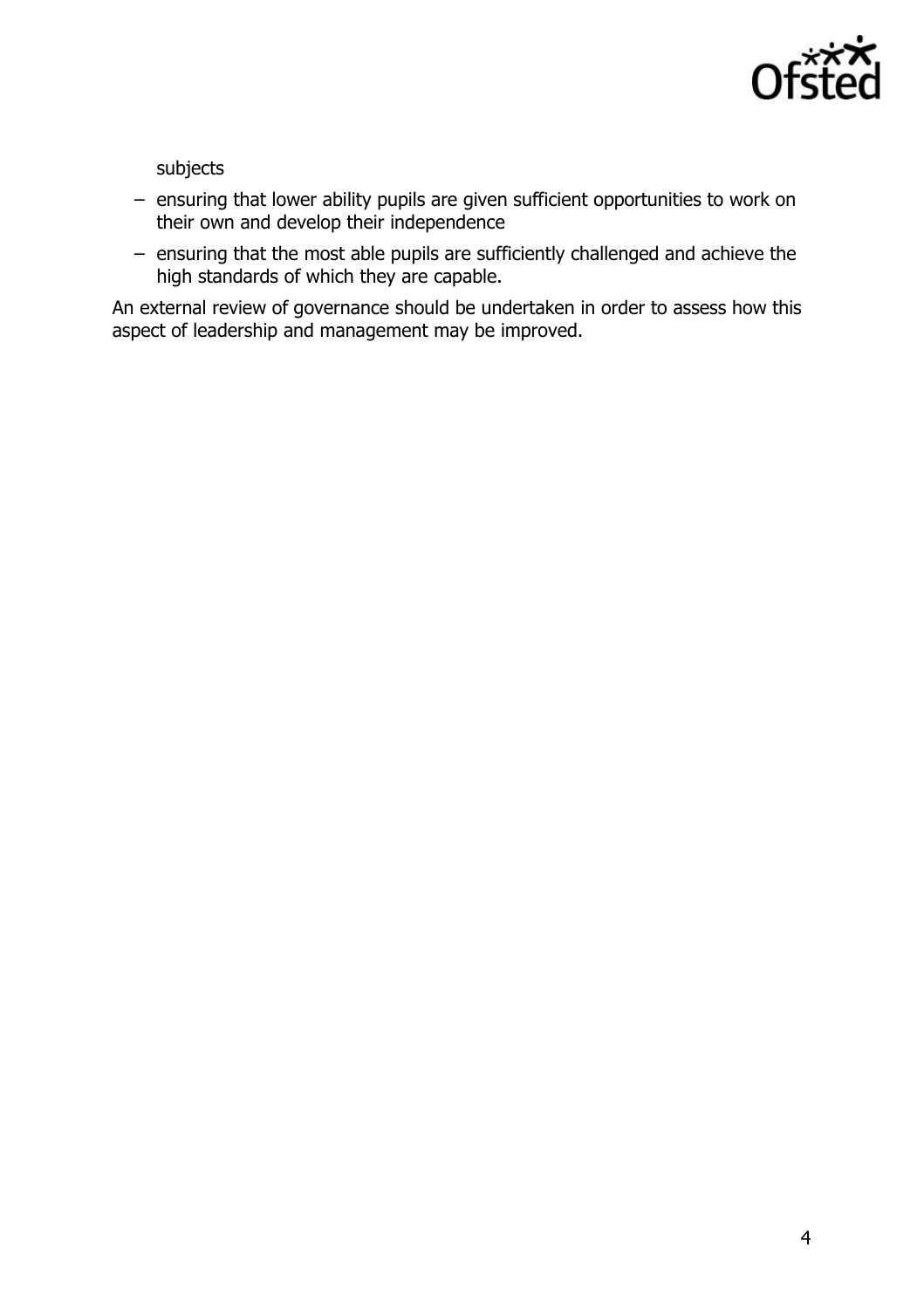subjects

- ensuring that lower ability pupils are given sufficient opportunities to work on their own and develop their independence
- ensuring that the most able pupils are sufficiently challenged and achieve the high standards of which they are capable.

An external review of governance should be undertaken in order to assess how this aspect of leadership and management may be improved.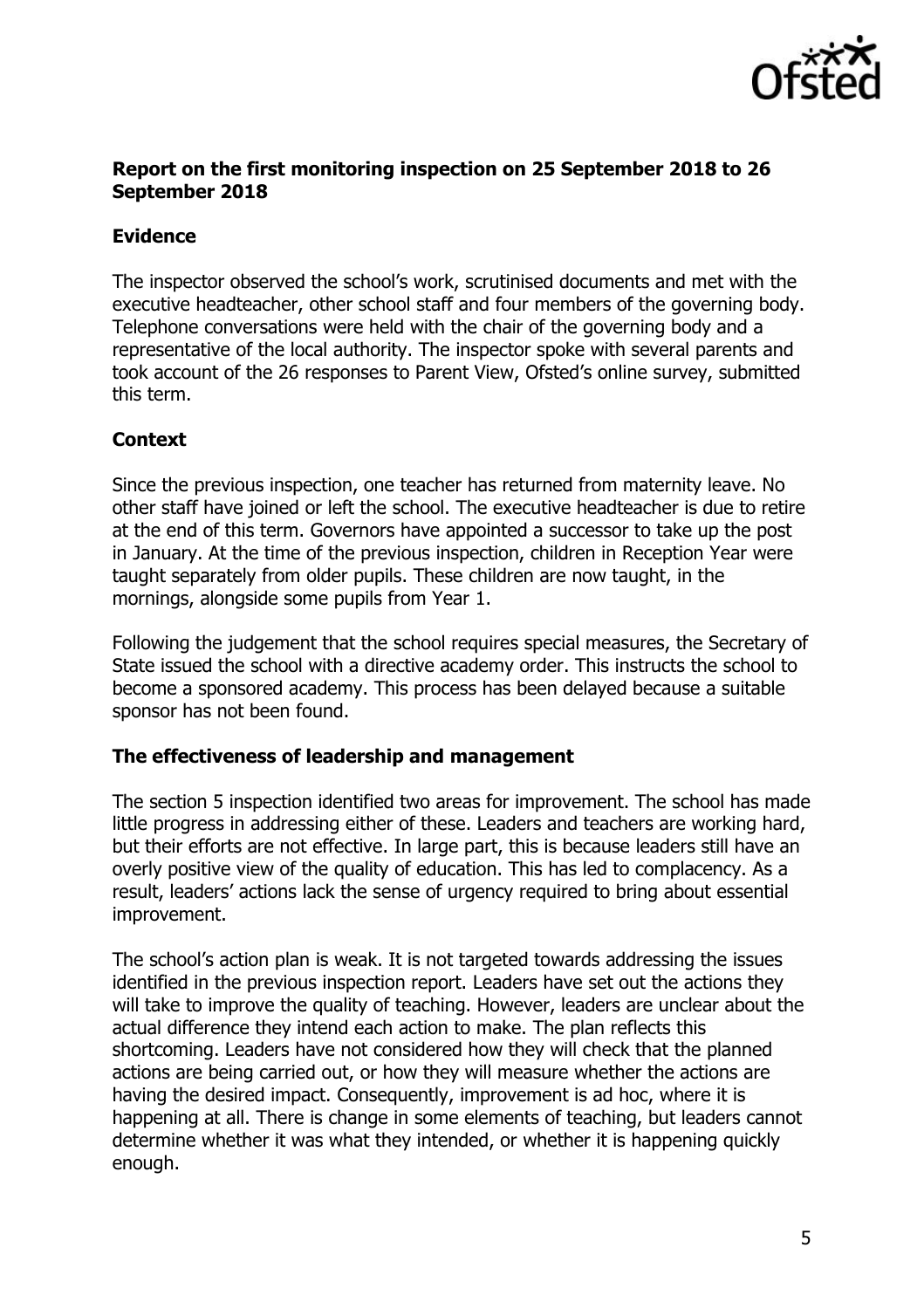## Report on the first monitoring inspection on 25 September 2018 to 26 September 2018

### Evidence

The inspector observed the school's work, scrutinised documents and met with the executive headteacher, other school staff and four members of the governing body. Telephone conversations were held with the chair of the governing body and a representative of the local authority. The inspector spoke with several parents and took account of the 26 responses to Parent View, Ofsted's online survey, submitted this term.

### Context

Since the previous inspection, one teacher has returned from maternity leave. No other staff have joined or left the school. The executive headteacher is due to retire at the end of this term. Governors have appointed a successor to take up the post in January. At the time of the previous inspection, children in Reception Year were taught separately from older pupils. These children are now taught, in the mornings, alongside some pupils from Year 1.

Following the judgement that the school requires special measures, the Secretary of State issued the school with a directive academy order. This instructs the school to become a sponsored academy. This process has been delayed because a suitable sponsor has not been found.

### The effectiveness of leadership and management

The section 5 inspection identified two areas for improvement. The school has made little progress in addressing either of these. Leaders and teachers are working hard, but their efforts are not effective. In large part, this is because leaders still have an overly positive view of the quality of education. This has led to complacency. As a result, leaders' actions lack the sense of urgency required to bring about essential improvement.

The school's action plan is weak. It is not targeted towards addressing the issues identified in the previous inspection report. Leaders have set out the actions they will take to improve the quality of teaching. However, leaders are unclear about the actual difference they intend each action to make. The plan reflects this shortcoming. Leaders have not considered how they will check that the planned actions are being carried out, or how they will measure whether the actions are having the desired impact. Consequently, improvement is ad hoc, where it is happening at all. There is change in some elements of teaching, but leaders cannot determine whether it was what they intended, or whether it is happening quickly enough.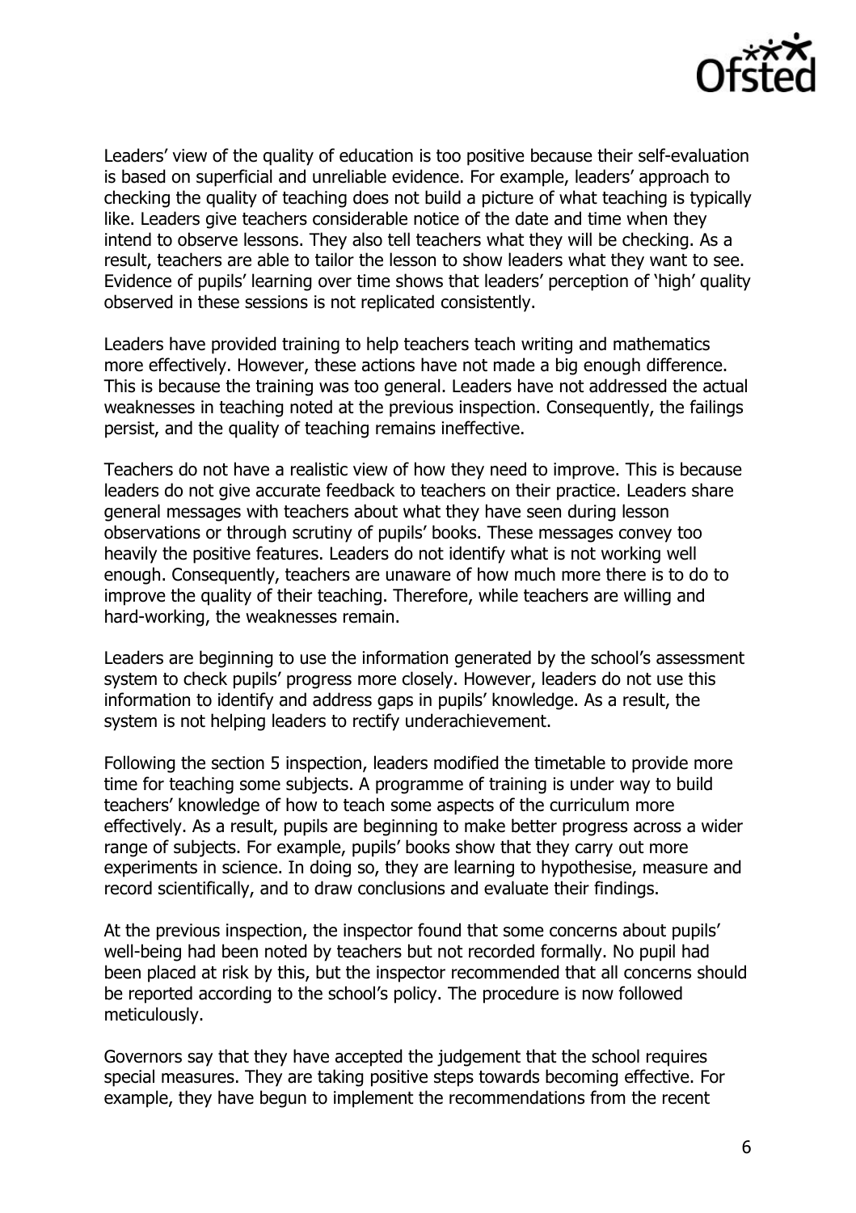Leaders' view of the quality of education is too positive because their self-evaluation is based on superficial and unreliable evidence. For example, leaders' approach to checking the quality of teaching does not build a picture of what teaching is typically like. Leaders give teachers considerable notice of the date and time when they intend to observe lessons. They also tell teachers what they will be checking. As a result, teachers are able to tailor the lesson to show leaders what they want to see. Evidence of pupils' learning over time shows that leaders' perception of 'high' quality observed in these sessions is not replicated consistently.

Leaders have provided training to help teachers teach writing and mathematics more effectively. However, these actions have not made a big enough difference. This is because the training was too general. Leaders have not addressed the actual weaknesses in teaching noted at the previous inspection. Consequently, the failings persist, and the quality of teaching remains ineffective.

Teachers do not have a realistic view of how they need to improve. This is because leaders do not give accurate feedback to teachers on their practice. Leaders share general messages with teachers about what they have seen during lesson observations or through scrutiny of pupils' books. These messages convey too heavily the positive features. Leaders do not identify what is not working well enough. Consequently, teachers are unaware of how much more there is to do to improve the quality of their teaching. Therefore, while teachers are willing and hard-working, the weaknesses remain.

Leaders are beginning to use the information generated by the school's assessment system to check pupils' progress more closely. However, leaders do not use this information to identify and address gaps in pupils' knowledge. As a result, the system is not helping leaders to rectify underachievement.

Following the section 5 inspection, leaders modified the timetable to provide more time for teaching some subjects. A programme of training is under way to build teachers' knowledge of how to teach some aspects of the curriculum more effectively. As a result, pupils are beginning to make better progress across a wider range of subjects. For example, pupils' books show that they carry out more experiments in science. In doing so, they are learning to hypothesise, measure and record scientifically, and to draw conclusions and evaluate their findings.

At the previous inspection, the inspector found that some concerns about pupils' well-being had been noted by teachers but not recorded formally. No pupil had been placed at risk by this, but the inspector recommended that all concerns should be reported according to the school's policy. The procedure is now followed meticulously.

Governors say that they have accepted the judgement that the school requires special measures. They are taking positive steps towards becoming effective. For example, they have begun to implement the recommendations from the recent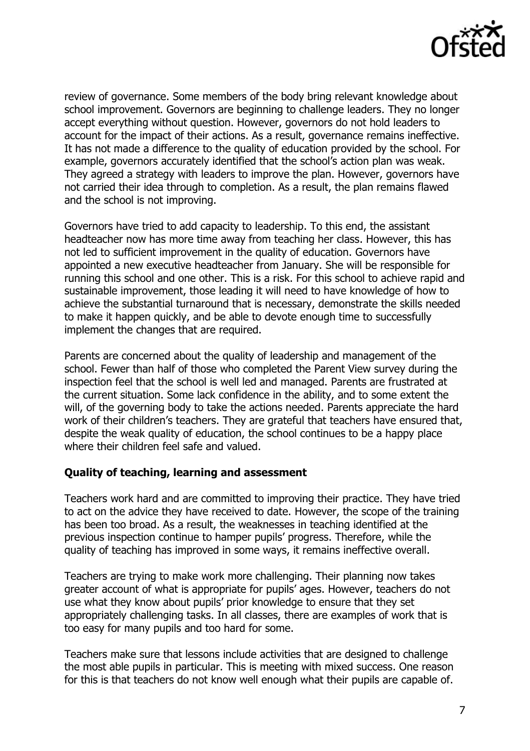review of governance. Some members of the body bring relevant knowledge about school improvement. Governors are beginning to challenge leaders. They no longer accept everything without question. However, governors do not hold leaders to account for the impact of their actions. As a result, governance remains ineffective. It has not made a difference to the quality of education provided by the school. For example, governors accurately identified that the school's action plan was weak. They agreed a strategy with leaders to improve the plan. However, governors have not carried their idea through to completion. As a result, the plan remains flawed and the school is not improving.

Governors have tried to add capacity to leadership. To this end, the assistant headteacher now has more time away from teaching her class. However, this has not led to sufficient improvement in the quality of education. Governors have appointed a new executive headteacher from January. She will be responsible for running this school and one other. This is a risk. For this school to achieve rapid and sustainable improvement, those leading it will need to have knowledge of how to achieve the substantial turnaround that is necessary, demonstrate the skills needed to make it happen quickly, and be able to devote enough time to successfully implement the changes that are required.

Parents are concerned about the quality of leadership and management of the school. Fewer than half of those who completed the Parent View survey during the inspection feel that the school is well led and managed. Parents are frustrated at the current situation. Some lack confidence in the ability, and to some extent the will, of the governing body to take the actions needed. Parents appreciate the hard work of their children's teachers. They are grateful that teachers have ensured that, despite the weak quality of education, the school continues to be a happy place where their children feel safe and valued.

### Quality of teaching, learning and assessment

Teachers work hard and are committed to improving their practice. They have tried to act on the advice they have received to date. However, the scope of the training has been too broad. As a result, the weaknesses in teaching identified at the previous inspection continue to hamper pupils' progress. Therefore, while the quality of teaching has improved in some ways, it remains ineffective overall.

Teachers are trying to make work more challenging. Their planning now takes greater account of what is appropriate for pupils' ages. However, teachers do not use what they know about pupils' prior knowledge to ensure that they set appropriately challenging tasks. In all classes, there are examples of work that is too easy for many pupils and too hard for some.

Teachers make sure that lessons include activities that are designed to challenge the most able pupils in particular. This is meeting with mixed success. One reason for this is that teachers do not know well enough what their pupils are capable of.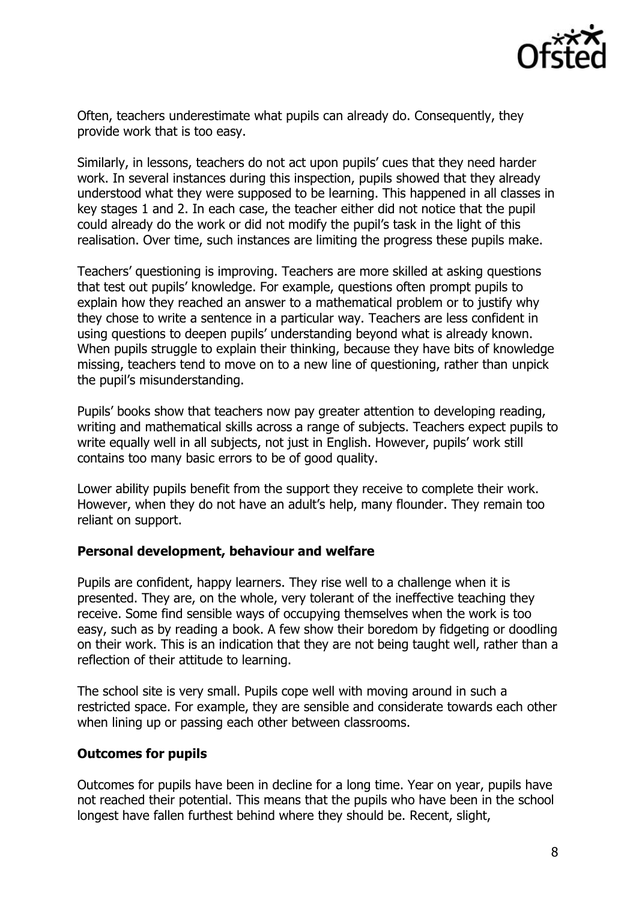Often, teachers underestimate what pupils can already do. Consequently, they provide work that is too easy.

Similarly, in lessons, teachers do not act upon pupils' cues that they need harder work. In several instances during this inspection, pupils showed that they already understood what they were supposed to be learning. This happened in all classes in key stages 1 and 2. In each case, the teacher either did not notice that the pupil could already do the work or did not modify the pupil's task in the light of this realisation. Over time, such instances are limiting the progress these pupils make.

Teachers' questioning is improving. Teachers are more skilled at asking questions that test out pupils' knowledge. For example, questions often prompt pupils to explain how they reached an answer to a mathematical problem or to justify why they chose to write a sentence in a particular way. Teachers are less confident in using questions to deepen pupils' understanding beyond what is already known. When pupils struggle to explain their thinking, because they have bits of knowledge missing, teachers tend to move on to a new line of questioning, rather than unpick the pupil's misunderstanding.

Pupils' books show that teachers now pay greater attention to developing reading, writing and mathematical skills across a range of subjects. Teachers expect pupils to write equally well in all subjects, not just in English. However, pupils' work still contains too many basic errors to be of good quality.

Lower ability pupils benefit from the support they receive to complete their work. However, when they do not have an adult's help, many flounder. They remain too reliant on support.

**Personal development, behaviour and welfare**

Pupils are confident, happy learners. They rise well to a challenge when it is presented. They are, on the whole, very tolerant of the ineffective teaching they receive. Some find sensible ways of occupying themselves when the work is too easy, such as by reading a book. A few show their boredom by fidgeting or doodling on their work. This is an indication that they are not being taught well, rather than a reflection of their attitude to learning.

The school site is very small. Pupils cope well with moving around in such a restricted space. For example, they are sensible and considerate towards each other when lining up or passing each other between classrooms.

**Outcomes for pupils**

Outcomes for pupils have been in decline for a long time. Year on year, pupils have not reached their potential. This means that the pupils who have been in the school longest have fallen furthest behind where they should be. Recent, slight,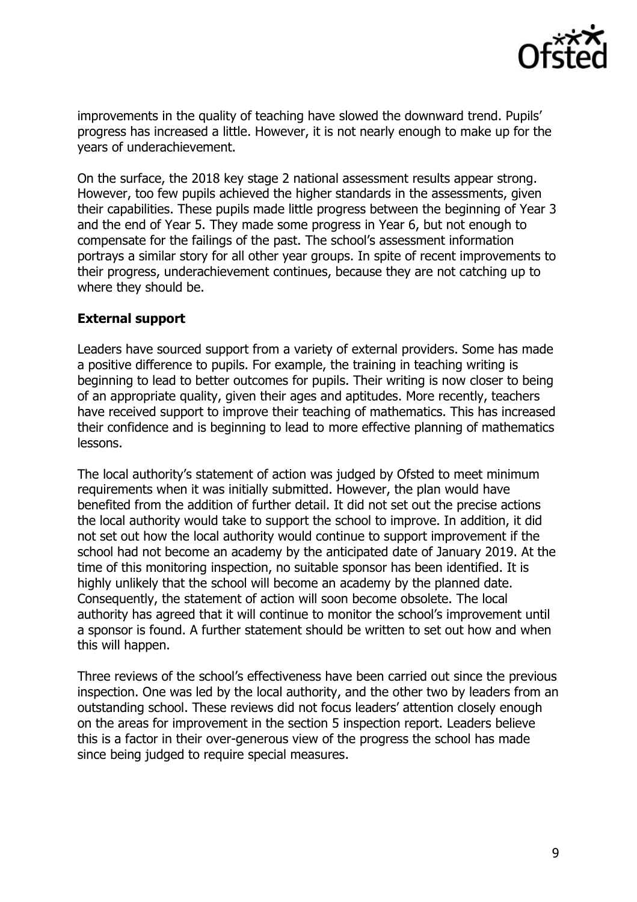improvements in the quality of teaching have slowed the downward trend. Pupils' progress has increased a little. However, it is not nearly enough to make up for the years of underachievement.

On the surface, the 2018 key stage 2 national assessment results appear strong. However, too few pupils achieved the higher standards in the assessments, given their capabilities. These pupils made little progress between the beginning of Year 3 and the end of Year 5. They made some progress in Year 6, but not enough to compensate for the failings of the past. The school's assessment information portrays a similar story for all other year groups. In spite of recent improvements to their progress, underachievement continues, because they are not catching up to where they should be.

**External support**

Leaders have sourced support from a variety of external providers. Some has made a positive difference to pupils. For example, the training in teaching writing is beginning to lead to better outcomes for pupils. Their writing is now closer to being of an appropriate quality, given their ages and aptitudes. More recently, teachers have received support to improve their teaching of mathematics. This has increased their confidence and is beginning to lead to more effective planning of mathematics lessons.

The local authority's statement of action was judged by Ofsted to meet minimum requirements when it was initially submitted. However, the plan would have benefited from the addition of further detail. It did not set out the precise actions the local authority would take to support the school to improve. In addition, it did not set out how the local authority would continue to support improvement if the school had not become an academy by the anticipated date of January 2019. At the time of this monitoring inspection, no suitable sponsor has been identified. It is highly unlikely that the school will become an academy by the planned date. Consequently, the statement of action will soon become obsolete. The local authority has agreed that it will continue to monitor the school's improvement until a sponsor is found. A further statement should be written to set out how and when this will happen.

Three reviews of the school's effectiveness have been carried out since the previous inspection. One was led by the local authority, and the other two by leaders from an outstanding school. These reviews did not focus leaders' attention closely enough on the areas for improvement in the section 5 inspection report. Leaders believe this is a factor in their over-generous view of the progress the school has made since being judged to require special measures.